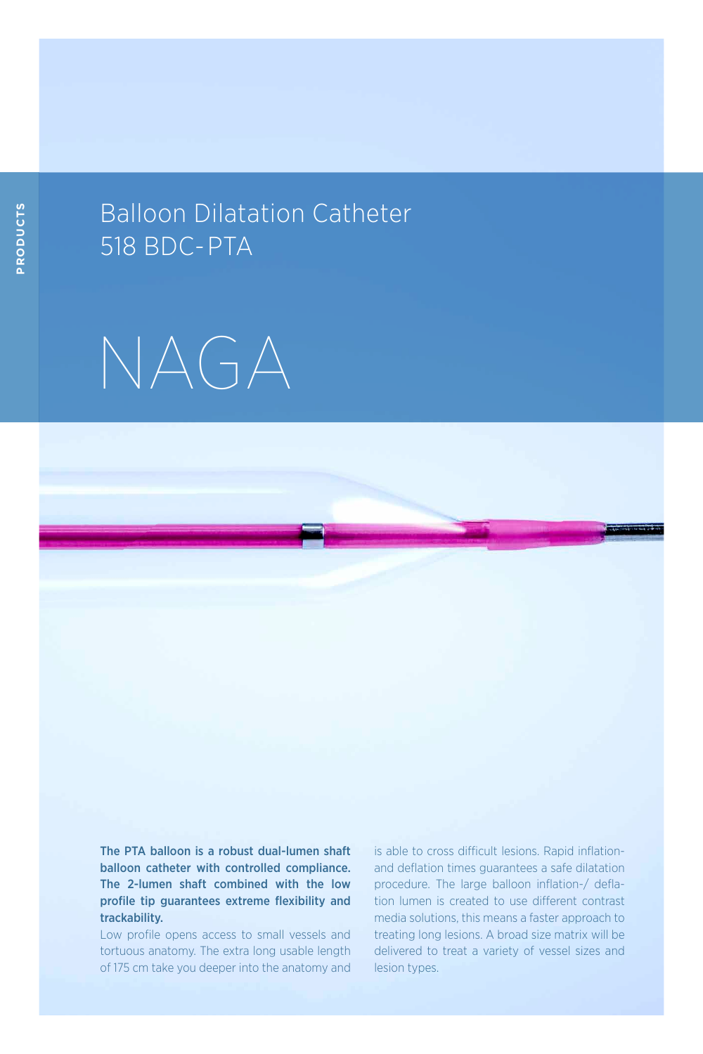# Balloon Dilatation Catheter 518 BDC-PTA

# NAGA

**The PTA balloon is a robust dual-lumen shaft balloon catheter with controlled compliance. The 2-lumen shaft combined with the low profile tip guarantees extreme flexibility and trackability.**

Low profile opens access to small vessels and tortuous anatomy. The extra long usable length of 175 cm take you deeper into the anatomy and is able to cross difficult lesions. Rapid inflation- and deflation times guarantees a safe dilatation procedure. The large balloon inflation-/ deflation lumen is created to use different contrast media solutions, this means a faster approach to treating long lesions. A broad size matrix will be delivered to treat a variety of vessel sizes and lesion types.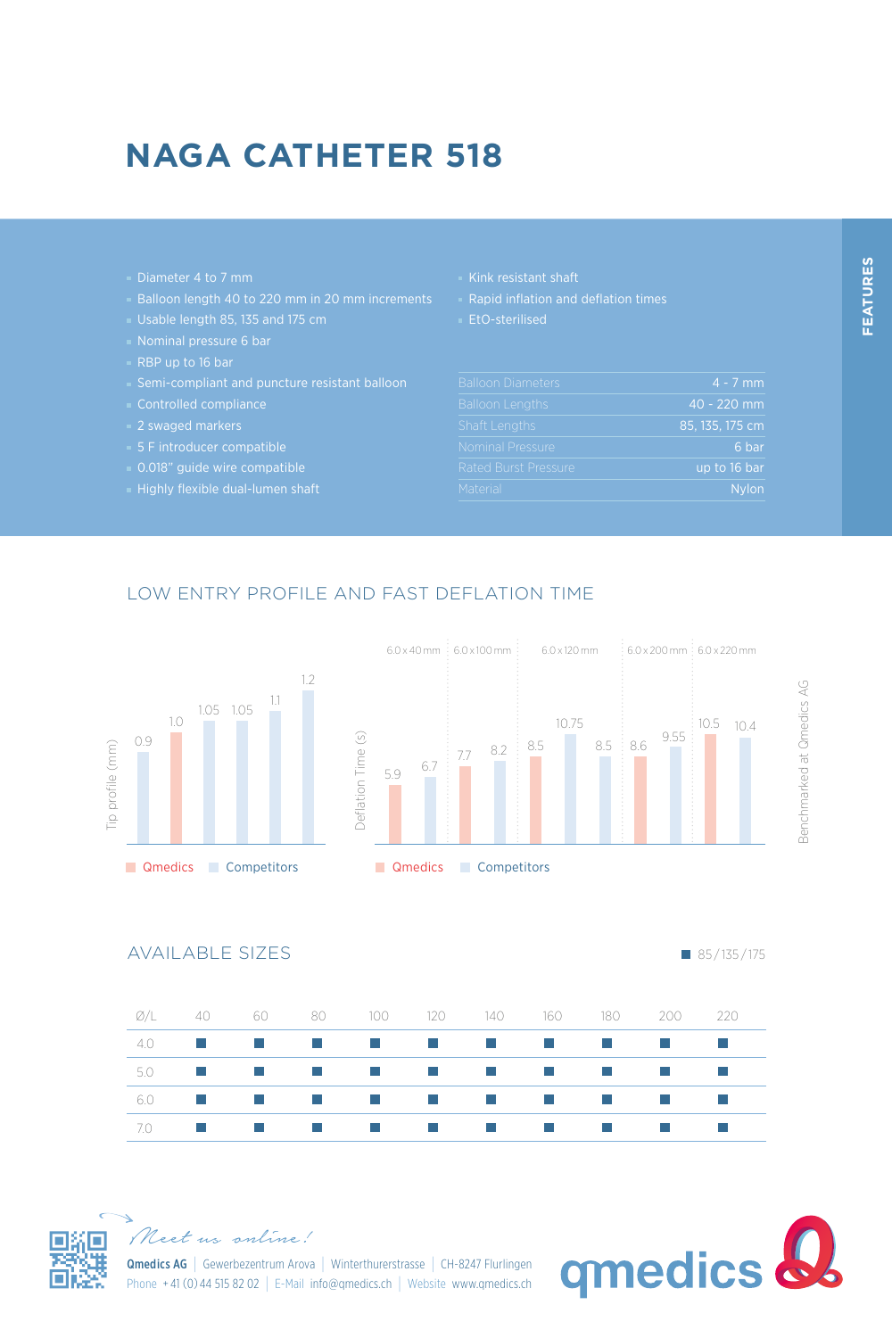# NAGA CATHETER 518

## FEATURES

- Diameter 4 to 7 mm
- Balloon length 40 to 220 mm in 20 mm increments
- Usable length 85, 135 and 175 cm
- Nominal pressure 6 bar
- RBP up to 16 bar
- Semi-compliant and puncture resistant balloon
- Controlled compliance
- 2 swaged markers
- 5 F introducer compatible
- 0.018" guide wire compatible
- Highly flexible dual-lumen shaft
- Kink resistant shaft
- Rapid inflation and deflation times
- EtO-sterilised

| | |
|---|---|
| Balloon Diameters | 4 - 7 mm |
| Balloon Lengths | 40 - 220 mm |
| Shaft Lengths | 85, 135, 175 cm |
| Nominal Pressure | 6 bar |
| Rated Burst Pressure | up to 16 bar |
| Material | Nylon |

## LOW ENTRY PROFILE AND FAST DEFLATION TIME

Tip profile (mm)

0.9
1.0
1.05
1.05
1.1
1.2

Qmedics
Competitors

Deflation Time (s)

6.0 x 40 mm
6.0 x 100 mm
6.0 x 120 mm
6.0 x 200 mm
6.0 x 220 mm

5.9
6.7
7.7
8.2
8.5
10.75
8.5
8.6
9.55
10.5
10.4

Qmedics
Competitors

Benchmarked at Qmedics AG

## AVAILABLE SIZES

■ 85 / 135 / 175

| Ø/L | 40 | 60 | 80 | 100 | 120 | 140 | 160 | 180 | 200 | 220 |
|---|---|---|---|---|---|---|---|---|---|---|
| 4.0 | ■ | ■ | ■ | ■ | ■ | ■ | ■ | ■ | ■ | ■ |
| 5.0 | ■ | ■ | ■ | ■ | ■ | ■ | ■ | ■ | ■ | ■ |
| 6.0 | ■ | ■ | ■ | ■ | ■ | ■ | ■ | ■ | ■ | ■ |
| 7.0 | ■ | ■ | ■ | ■ | ■ | ■ | ■ | ■ | ■ | ■ |

*Meet us online!*

**Qmedics AG** | Gewerbezentrum Arova | Winterthurerstrasse | CH-8247 Flurlingen
Phone +41 (0) 44 515 82 02 | E-Mail info@qmedics.ch | Website www.qmedics.ch

qmedics